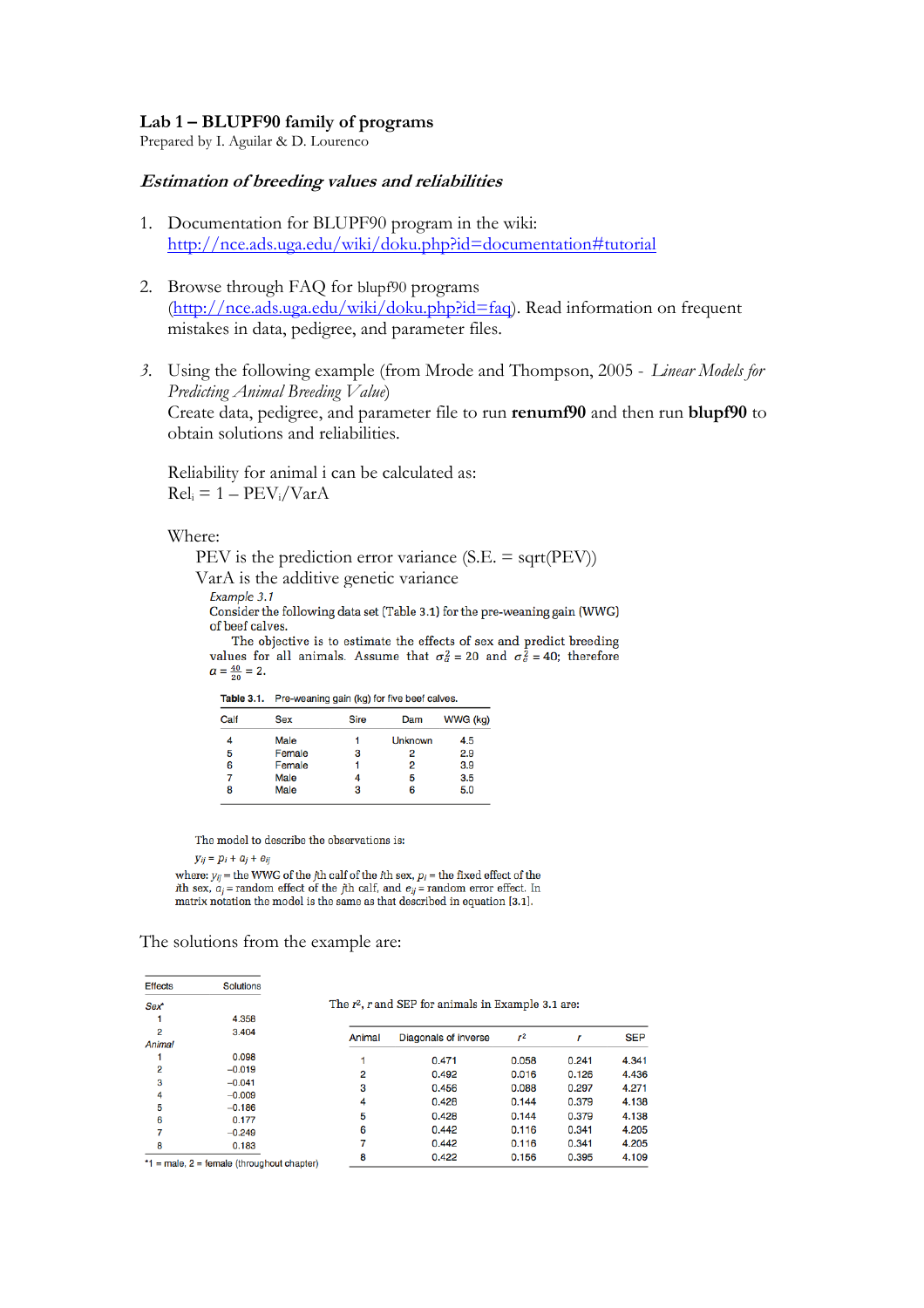# Lab 1 – BLUPF90 family of programs

Prepared by I. Aguilar & D. Lourenco

## *Estimation of breeding values and reliabilities*

1. Documentation for BLUPF90 program in the wiki: http://nce.ads.uga.edu/wiki/doku.php?id=documentation#tutorial

2. Browse through FAQ for blupf90 programs (http://nce.ads.uga.edu/wiki/doku.php?id=faq). Read information on frequent mistakes in data, pedigree, and parameter files.

3. Using the following example (from Mrode and Thompson, 2005 - *Linear Models for Predicting Animal Breeding Value*)
   Create data, pedigree, and parameter file to run **renumf90** and then run **blupf90** to obtain solutions and reliabilities.

   Reliability for animal i can be calculated as:
   $Rel_i = 1 - PEV_i/VarA$

   Where:
   PEV is the prediction error variance (S.E. = sqrt(PEV))
   VarA is the additive genetic variance

*Example 3.1*

Consider the following data set (Table 3.1) for the pre-weaning gain (WWG) of beef calves.

The objective is to estimate the effects of sex and predict breeding values for all animals. Assume that $\sigma_a^2 = 20$ and $\sigma_e^2 = 40$; therefore $\alpha = \frac{40}{20} = 2$.

**Table 3.1.** Pre-weaning gain (kg) for five beef calves.

| Calf | Sex | Sire | Dam | WWG (kg) |
|---|---|---|---|---|
| 4 | Male | 1 | Unknown | 4.5 |
| 5 | Female | 3 | 2 | 2.9 |
| 6 | Female | 1 | 2 | 3.9 |
| 7 | Male | 4 | 5 | 3.5 |
| 8 | Male | 3 | 6 | 5.0 |

The model to describe the observations is:

$y_{ij} = p_i + a_j + e_{ij}$

where: $y_{ij}$ = the WWG of the $j$th calf of the $i$th sex, $p_i$ = the fixed effect of the $i$th sex, $a_j$ = random effect of the $j$th calf, and $e_{ij}$ = random error effect. In matrix notation the model is the same as that described in equation [3.1].

The solutions from the example are:

| Effects | Solutions |
|---|---|
| *Sex*[a] | |
| 1 | 4.358 |
| 2 | 3.404 |
| *Animal* | |
| 1 | 0.098 |
| 2 | −0.019 |
| 3 | −0.041 |
| 4 | −0.009 |
| 5 | −0.186 |
| 6 | 0.177 |
| 7 | −0.249 |
| 8 | 0.183 |

[a]1 = male, 2 = female (throughout chapter)

The $r^2$, $r$ and SEP for animals in Example 3.1 are:

| Animal | Diagonals of inverse | $r^2$ | $r$ | SEP |
|---|---|---|---|---|
| 1 | 0.471 | 0.058 | 0.241 | 4.341 |
| 2 | 0.492 | 0.016 | 0.126 | 4.436 |
| 3 | 0.456 | 0.088 | 0.297 | 4.271 |
| 4 | 0.428 | 0.144 | 0.379 | 4.138 |
| 5 | 0.428 | 0.144 | 0.379 | 4.138 |
| 6 | 0.442 | 0.116 | 0.341 | 4.205 |
| 7 | 0.442 | 0.116 | 0.341 | 4.205 |
| 8 | 0.422 | 0.156 | 0.395 | 4.109 |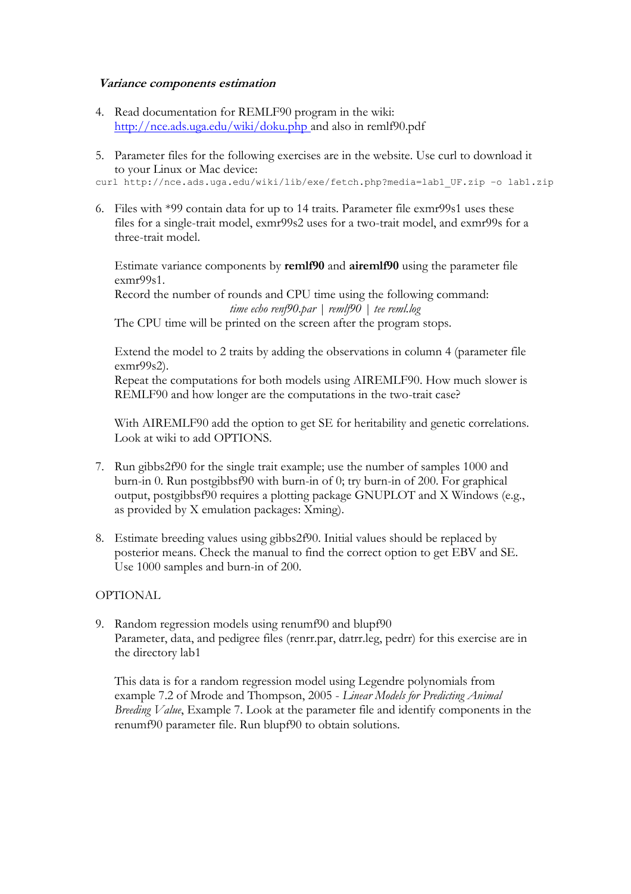***Variance components estimation***

4. Read documentation for REMLF90 program in the wiki: [http://nce.ads.uga.edu/wiki/doku.php](http://nce.ads.uga.edu/wiki/doku.php) and also in remlf90.pdf

5. Parameter files for the following exercises are in the website. Use curl to download it to your Linux or Mac device:

```
curl http://nce.ads.uga.edu/wiki/lib/exe/fetch.php?media=lab1_UF.zip -o lab1.zip
```

6. Files with *99 contain data for up to 14 traits. Parameter file exmr99s1 uses these files for a single-trait model, exmr99s2 uses for a two-trait model, and exmr99s for a three-trait model.

   Estimate variance components by **remlf90** and **airemlf90** using the parameter file exmr99s1.
   Record the number of rounds and CPU time using the following command:
   *time echo renf90.par | remlf90 | tee reml.log*
   The CPU time will be printed on the screen after the program stops.

   Extend the model to 2 traits by adding the observations in column 4 (parameter file exmr99s2).
   Repeat the computations for both models using AIREMLF90. How much slower is REMLF90 and how longer are the computations in the two-trait case?

   With AIREMLF90 add the option to get SE for heritability and genetic correlations. Look at wiki to add OPTIONS.

7. Run gibbs2f90 for the single trait example; use the number of samples 1000 and burn-in 0. Run postgibbsf90 with burn-in of 0; try burn-in of 200. For graphical output, postgibbsf90 requires a plotting package GNUPLOT and X Windows (e.g., as provided by X emulation packages: Xming).

8. Estimate breeding values using gibbs2f90. Initial values should be replaced by posterior means. Check the manual to find the correct option to get EBV and SE. Use 1000 samples and burn-in of 200.

OPTIONAL

9. Random regression models using renumf90 and blupf90
   Parameter, data, and pedigree files (renrr.par, datrr.leg, pedrr) for this exercise are in the directory lab1

   This data is for a random regression model using Legendre polynomials from example 7.2 of Mrode and Thompson, 2005 - *Linear Models for Predicting Animal Breeding Value*, Example 7. Look at the parameter file and identify components in the renumf90 parameter file. Run blupf90 to obtain solutions.